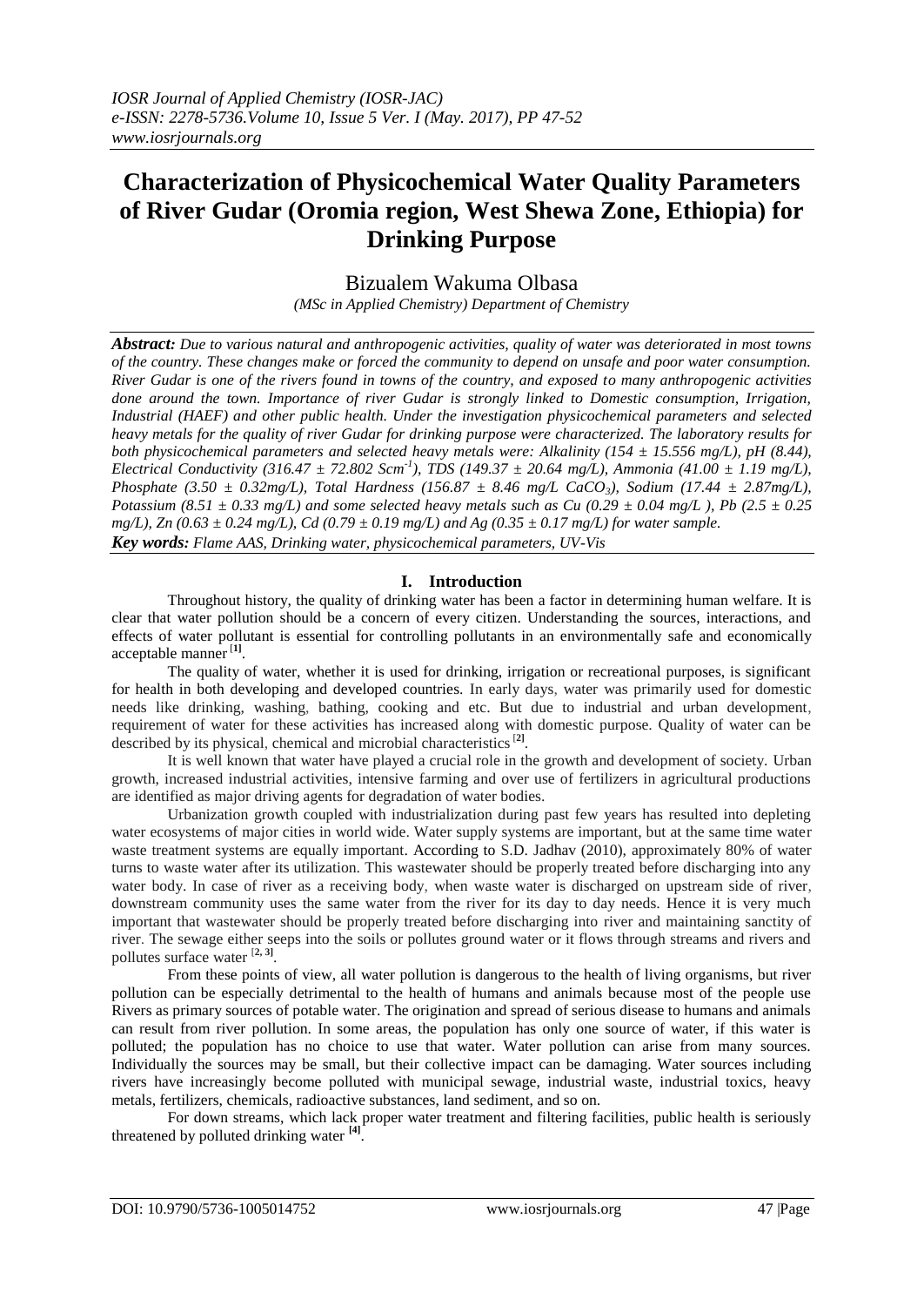# Characterization of Physicochemical Water Quality Parameters of River Gudar (Oromia region, West Shewa Zone, Ethiopia) for Drinking Purpose

Bizualem Wakuma Olbasa

*(MSc in Applied Chemistry) Department of Chemistry*

***Abstract:*** *Due to various natural and anthropogenic activities, quality of water was deteriorated in most towns of the country. These changes make or forced the community to depend on unsafe and poor water consumption. River Gudar is one of the rivers found in towns of the country, and exposed to many anthropogenic activities done around the town. Importance of river Gudar is strongly linked to Domestic consumption, Irrigation, Industrial (HAEF) and other public health. Under the investigation physicochemical parameters and selected heavy metals for the quality of river Gudar for drinking purpose were characterized. The laboratory results for both physicochemical parameters and selected heavy metals were: Alkalinity (154 ± 15.556 mg/L), pH (8.44), Electrical Conductivity (316.47 ± 72.802 Scm$^{-1}$), TDS (149.37 ± 20.64 mg/L), Ammonia (41.00 ± 1.19 mg/L), Phosphate (3.50 ± 0.32mg/L), Total Hardness (156.87 ± 8.46 mg/L $CaCO_3$), Sodium (17.44 ± 2.87mg/L), Potassium (8.51 ± 0.33 mg/L) and some selected heavy metals such as Cu (0.29 ± 0.04 mg/L ), Pb (2.5 ± 0.25 mg/L), Zn (0.63 ± 0.24 mg/L), Cd (0.79 ± 0.19 mg/L) and Ag (0.35 ± 0.17 mg/L) for water sample.*

***Key words:*** *Flame AAS, Drinking water, physicochemical parameters, UV-Vis*

## I. Introduction

Throughout history, the quality of drinking water has been a factor in determining human welfare. It is clear that water pollution should be a concern of every citizen. Understanding the sources, interactions, and effects of water pollutant is essential for controlling pollutants in an environmentally safe and economically acceptable manner [1].

The quality of water, whether it is used for drinking, irrigation or recreational purposes, is significant for health in both developing and developed countries. In early days, water was primarily used for domestic needs like drinking, washing, bathing, cooking and etc. But due to industrial and urban development, requirement of water for these activities has increased along with domestic purpose. Quality of water can be described by its physical, chemical and microbial characteristics [2].

It is well known that water have played a crucial role in the growth and development of society. Urban growth, increased industrial activities, intensive farming and over use of fertilizers in agricultural productions are identified as major driving agents for degradation of water bodies.

Urbanization growth coupled with industrialization during past few years has resulted into depleting water ecosystems of major cities in world wide. Water supply systems are important, but at the same time water waste treatment systems are equally important. According to S.D. Jadhav (2010), approximately 80% of water turns to waste water after its utilization. This wastewater should be properly treated before discharging into any water body. In case of river as a receiving body, when waste water is discharged on upstream side of river, downstream community uses the same water from the river for its day to day needs. Hence it is very much important that wastewater should be properly treated before discharging into river and maintaining sanctity of river. The sewage either seeps into the soils or pollutes ground water or it flows through streams and rivers and pollutes surface water [2, 3].

From these points of view, all water pollution is dangerous to the health of living organisms, but river pollution can be especially detrimental to the health of humans and animals because most of the people use Rivers as primary sources of potable water. The origination and spread of serious disease to humans and animals can result from river pollution. In some areas, the population has only one source of water, if this water is polluted; the population has no choice to use that water. Water pollution can arise from many sources. Individually the sources may be small, but their collective impact can be damaging. Water sources including rivers have increasingly become polluted with municipal sewage, industrial waste, industrial toxics, heavy metals, fertilizers, chemicals, radioactive substances, land sediment, and so on.

For down streams, which lack proper water treatment and filtering facilities, public health is seriously threatened by polluted drinking water [4].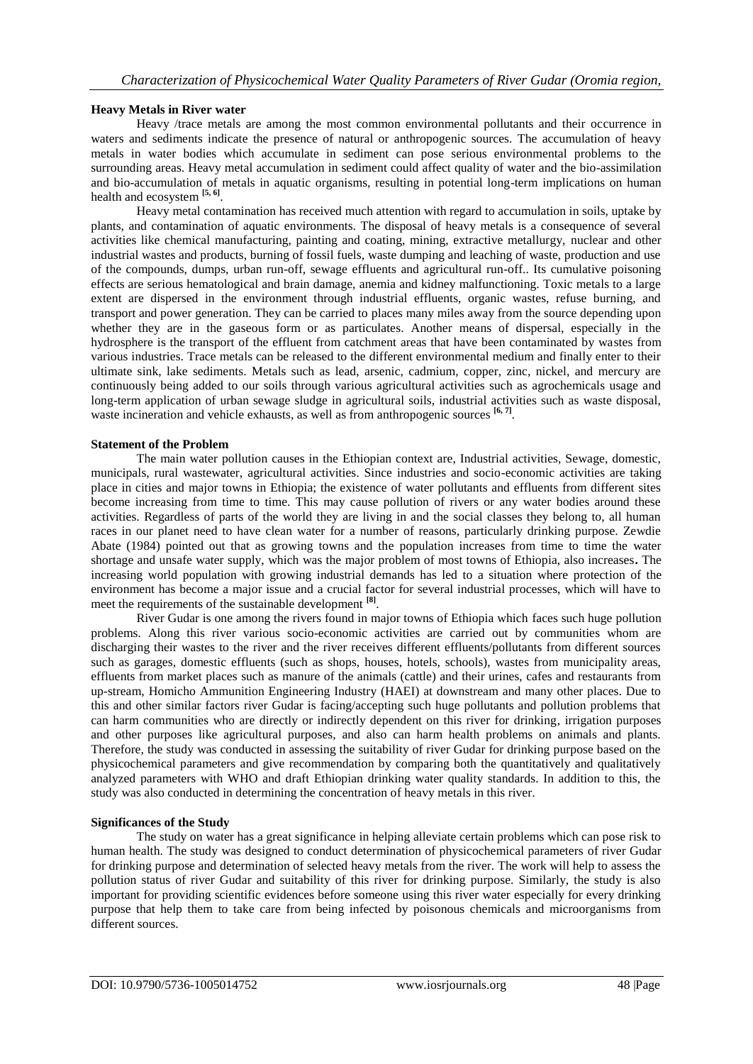### Heavy Metals in River water

Heavy /trace metals are among the most common environmental pollutants and their occurrence in waters and sediments indicate the presence of natural or anthropogenic sources. The accumulation of heavy metals in water bodies which accumulate in sediment can pose serious environmental problems to the surrounding areas. Heavy metal accumulation in sediment could affect quality of water and the bio-assimilation and bio-accumulation of metals in aquatic organisms, resulting in potential long-term implications on human health and ecosystem [5, 6].

Heavy metal contamination has received much attention with regard to accumulation in soils, uptake by plants, and contamination of aquatic environments. The disposal of heavy metals is a consequence of several activities like chemical manufacturing, painting and coating, mining, extractive metallurgy, nuclear and other industrial wastes and products, burning of fossil fuels, waste dumping and leaching of waste, production and use of the compounds, dumps, urban run-off, sewage effluents and agricultural run-off.. Its cumulative poisoning effects are serious hematological and brain damage, anemia and kidney malfunctioning. Toxic metals to a large extent are dispersed in the environment through industrial effluents, organic wastes, refuse burning, and transport and power generation. They can be carried to places many miles away from the source depending upon whether they are in the gaseous form or as particulates. Another means of dispersal, especially in the hydrosphere is the transport of the effluent from catchment areas that have been contaminated by wastes from various industries. Trace metals can be released to the different environmental medium and finally enter to their ultimate sink, lake sediments. Metals such as lead, arsenic, cadmium, copper, zinc, nickel, and mercury are continuously being added to our soils through various agricultural activities such as agrochemicals usage and long-term application of urban sewage sludge in agricultural soils, industrial activities such as waste disposal, waste incineration and vehicle exhausts, as well as from anthropogenic sources [6, 7].

### Statement of the Problem

The main water pollution causes in the Ethiopian context are, Industrial activities, Sewage, domestic, municipals, rural wastewater, agricultural activities. Since industries and socio-economic activities are taking place in cities and major towns in Ethiopia; the existence of water pollutants and effluents from different sites become increasing from time to time. This may cause pollution of rivers or any water bodies around these activities. Regardless of parts of the world they are living in and the social classes they belong to, all human races in our planet need to have clean water for a number of reasons, particularly drinking purpose. Zewdie Abate (1984) pointed out that as growing towns and the population increases from time to time the water shortage and unsafe water supply, which was the major problem of most towns of Ethiopia, also increases**.** The increasing world population with growing industrial demands has led to a situation where protection of the environment has become a major issue and a crucial factor for several industrial processes, which will have to meet the requirements of the sustainable development [8].

River Gudar is one among the rivers found in major towns of Ethiopia which faces such huge pollution problems. Along this river various socio-economic activities are carried out by communities whom are discharging their wastes to the river and the river receives different effluents/pollutants from different sources such as garages, domestic effluents (such as shops, houses, hotels, schools), wastes from municipality areas, effluents from market places such as manure of the animals (cattle) and their urines, cafes and restaurants from up-stream, Homicho Ammunition Engineering Industry (HAEI) at downstream and many other places. Due to this and other similar factors river Gudar is facing/accepting such huge pollutants and pollution problems that can harm communities who are directly or indirectly dependent on this river for drinking, irrigation purposes and other purposes like agricultural purposes, and also can harm health problems on animals and plants. Therefore, the study was conducted in assessing the suitability of river Gudar for drinking purpose based on the physicochemical parameters and give recommendation by comparing both the quantitatively and qualitatively analyzed parameters with WHO and draft Ethiopian drinking water quality standards. In addition to this, the study was also conducted in determining the concentration of heavy metals in this river.

### Significances of the Study

The study on water has a great significance in helping alleviate certain problems which can pose risk to human health. The study was designed to conduct determination of physicochemical parameters of river Gudar for drinking purpose and determination of selected heavy metals from the river. The work will help to assess the pollution status of river Gudar and suitability of this river for drinking purpose. Similarly, the study is also important for providing scientific evidences before someone using this river water especially for every drinking purpose that help them to take care from being infected by poisonous chemicals and microorganisms from different sources.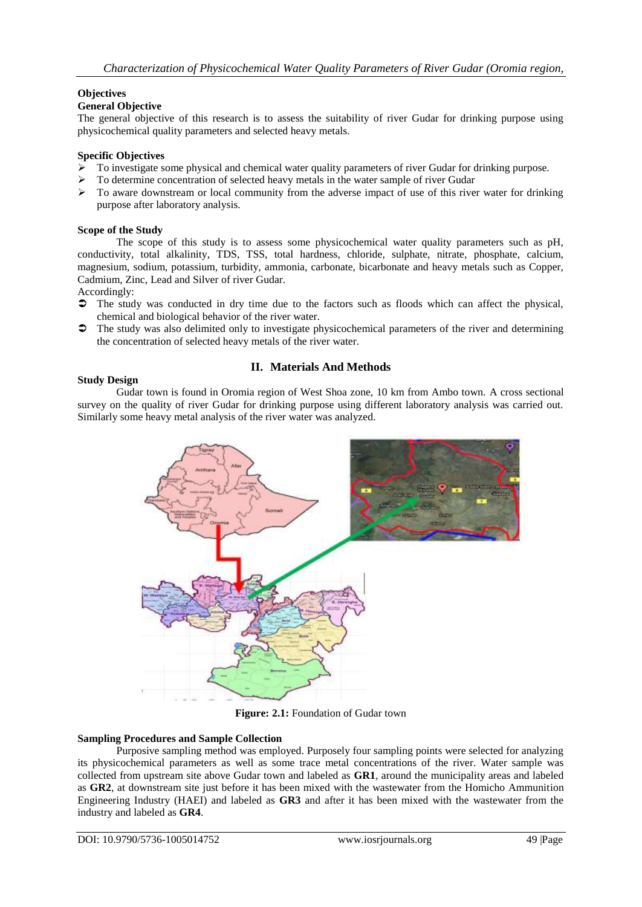### Objectives

#### General Objective

The general objective of this research is to assess the suitability of river Gudar for drinking purpose using physicochemical quality parameters and selected heavy metals.

#### Specific Objectives

- To investigate some physical and chemical water quality parameters of river Gudar for drinking purpose.
- To determine concentration of selected heavy metals in the water sample of river Gudar
- To aware downstream or local community from the adverse impact of use of this river water for drinking purpose after laboratory analysis.

#### Scope of the Study

The scope of this study is to assess some physicochemical water quality parameters such as pH, conductivity, total alkalinity, TDS, TSS, total hardness, chloride, sulphate, nitrate, phosphate, calcium, magnesium, sodium, potassium, turbidity, ammonia, carbonate, bicarbonate and heavy metals such as Copper, Cadmium, Zinc, Lead and Silver of river Gudar.

Accordingly:

- The study was conducted in dry time due to the factors such as floods which can affect the physical, chemical and biological behavior of the river water.
- The study was also delimited only to investigate physicochemical parameters of the river and determining the concentration of selected heavy metals of the river water.

## II. Materials And Methods

#### Study Design

Gudar town is found in Oromia region of West Shoa zone, 10 km from Ambo town. A cross sectional survey on the quality of river Gudar for drinking purpose using different laboratory analysis was carried out. Similarly some heavy metal analysis of the river water was analyzed.

**Figure: 2.1:** Foundation of Gudar town

#### Sampling Procedures and Sample Collection

Purposive sampling method was employed. Purposely four sampling points were selected for analyzing its physicochemical parameters as well as some trace metal concentrations of the river. Water sample was collected from upstream site above Gudar town and labeled as **GR1**, around the municipality areas and labeled as **GR2**, at downstream site just before it has been mixed with the wastewater from the Homicho Ammunition Engineering Industry (HAEI) and labeled as **GR3** and after it has been mixed with the wastewater from the industry and labeled as **GR4**.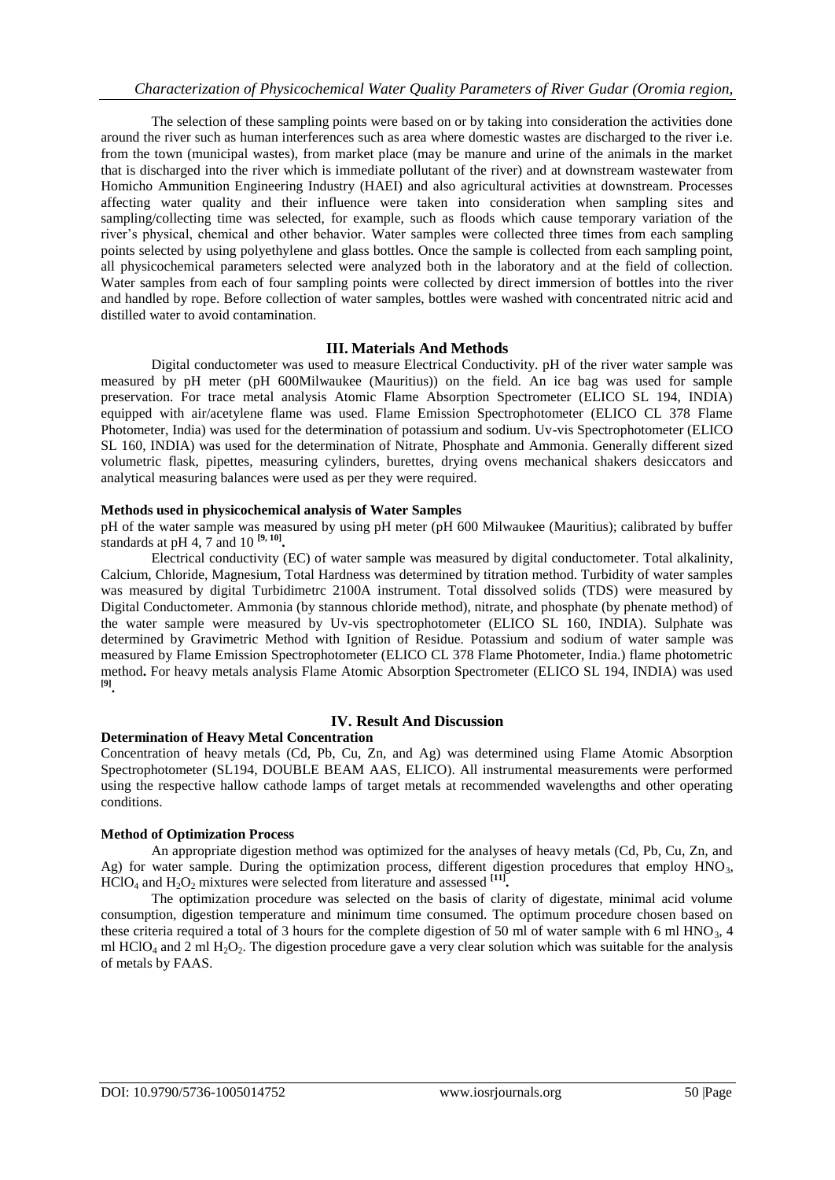The selection of these sampling points were based on or by taking into consideration the activities done around the river such as human interferences such as area where domestic wastes are discharged to the river i.e. from the town (municipal wastes), from market place (may be manure and urine of the animals in the market that is discharged into the river which is immediate pollutant of the river) and at downstream wastewater from Homicho Ammunition Engineering Industry (HAEI) and also agricultural activities at downstream. Processes affecting water quality and their influence were taken into consideration when sampling sites and sampling/collecting time was selected, for example, such as floods which cause temporary variation of the river's physical, chemical and other behavior. Water samples were collected three times from each sampling points selected by using polyethylene and glass bottles. Once the sample is collected from each sampling point, all physicochemical parameters selected were analyzed both in the laboratory and at the field of collection. Water samples from each of four sampling points were collected by direct immersion of bottles into the river and handled by rope. Before collection of water samples, bottles were washed with concentrated nitric acid and distilled water to avoid contamination.

## III. Materials And Methods

Digital conductometer was used to measure Electrical Conductivity. pH of the river water sample was measured by pH meter (pH 600Milwaukee (Mauritius)) on the field. An ice bag was used for sample preservation. For trace metal analysis Atomic Flame Absorption Spectrometer (ELICO SL 194, INDIA) equipped with air/acetylene flame was used. Flame Emission Spectrophotometer (ELICO CL 378 Flame Photometer, India) was used for the determination of potassium and sodium. Uv-vis Spectrophotometer (ELICO SL 160, INDIA) was used for the determination of Nitrate, Phosphate and Ammonia. Generally different sized volumetric flask, pipettes, measuring cylinders, burettes, drying ovens mechanical shakers desiccators and analytical measuring balances were used as per they were required.

**Methods used in physicochemical analysis of Water Samples**

pH of the water sample was measured by using pH meter (pH 600 Milwaukee (Mauritius); calibrated by buffer standards at pH 4, 7 and 10 [9, 10]**.**

Electrical conductivity (EC) of water sample was measured by digital conductometer. Total alkalinity, Calcium, Chloride, Magnesium, Total Hardness was determined by titration method. Turbidity of water samples was measured by digital Turbidimetrc 2100A instrument. Total dissolved solids (TDS) were measured by Digital Conductometer. Ammonia (by stannous chloride method), nitrate, and phosphate (by phenate method) of the water sample were measured by Uv-vis spectrophotometer (ELICO SL 160, INDIA). Sulphate was determined by Gravimetric Method with Ignition of Residue. Potassium and sodium of water sample was measured by Flame Emission Spectrophotometer (ELICO CL 378 Flame Photometer, India.) flame photometric method**.** For heavy metals analysis Flame Atomic Absorption Spectrometer (ELICO SL 194, INDIA) was used [9]**.**

## IV. Result And Discussion

**Determination of Heavy Metal Concentration**

Concentration of heavy metals (Cd, Pb, Cu, Zn, and Ag) was determined using Flame Atomic Absorption Spectrophotometer (SL194, DOUBLE BEAM AAS, ELICO). All instrumental measurements were performed using the respective hallow cathode lamps of target metals at recommended wavelengths and other operating conditions.

**Method of Optimization Process**

An appropriate digestion method was optimized for the analyses of heavy metals (Cd, Pb, Cu, Zn, and Ag) for water sample. During the optimization process, different digestion procedures that employ $HNO_3$, $HClO_4$ and $H_2O_2$ mixtures were selected from literature and assessed [11]**.**

The optimization procedure was selected on the basis of clarity of digestate, minimal acid volume consumption, digestion temperature and minimum time consumed. The optimum procedure chosen based on these criteria required a total of 3 hours for the complete digestion of 50 ml of water sample with 6 ml $HNO_3$, 4 ml $HClO_4$ and 2 ml $H_2O_2$. The digestion procedure gave a very clear solution which was suitable for the analysis of metals by FAAS.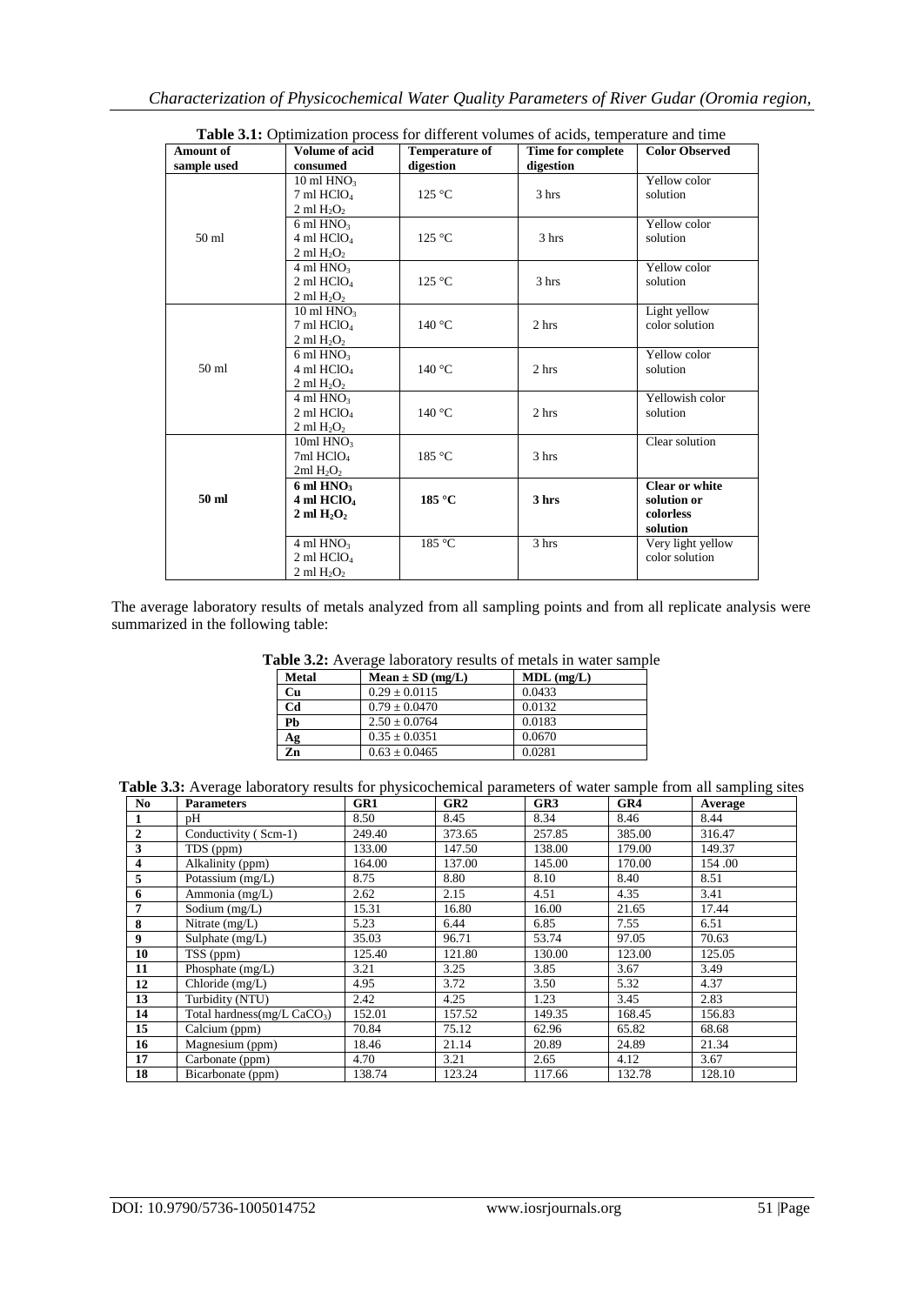**Table 3.1:** Optimization process for different volumes of acids, temperature and time

| Amount of sample used | Volume of acid consumed | Temperature of digestion | Time for complete digestion | Color Observed |
|---|---|---|---|---|
| 50 ml | 10 ml $HNO_3$<br>7 ml $HClO_4$<br>2 ml $H_2O_2$ | 125 °C | 3 hrs | Yellow color solution |
| | 6 ml $HNO_3$<br>4 ml $HClO_4$<br>2 ml $H_2O_2$ | 125 °C | 3 hrs | Yellow color solution |
| | 4 ml $HNO_3$<br>2 ml $HClO_4$<br>2 ml $H_2O_2$ | 125 °C | 3 hrs | Yellow color solution |
| 50 ml | 10 ml $HNO_3$<br>7 ml $HClO_4$<br>2 ml $H_2O_2$ | 140 °C | 2 hrs | Light yellow color solution |
| | 6 ml $HNO_3$<br>4 ml $HClO_4$<br>2 ml $H_2O_2$ | 140 °C | 2 hrs | Yellow color solution |
| | 4 ml $HNO_3$<br>2 ml $HClO_4$<br>2 ml $H_2O_2$ | 140 °C | 2 hrs | Yellowish color solution |
| **50 ml** | 10ml $HNO_3$<br>7ml $HClO_4$<br>2ml $H_2O_2$ | 185 °C | 3 hrs | Clear solution |
| | **6 ml $HNO_3$<br>4 ml $HClO_4$<br>2 ml $H_2O_2$** | **185 °C** | **3 hrs** | **Clear or white solution or colorless solution** |
| | 4 ml $HNO_3$<br>2 ml $HClO_4$<br>2 ml $H_2O_2$ | 185 °C | 3 hrs | Very light yellow color solution |

The average laboratory results of metals analyzed from all sampling points and from all replicate analysis were summarized in the following table:

**Table 3.2:** Average laboratory results of metals in water sample

| Metal | Mean ± SD (mg/L) | MDL (mg/L) |
|---|---|---|
| Cu | 0.29 ± 0.0115 | 0.0433 |
| Cd | 0.79 ± 0.0470 | 0.0132 |
| Pb | 2.50 ± 0.0764 | 0.0183 |
| Ag | 0.35 ± 0.0351 | 0.0670 |
| Zn | 0.63 ± 0.0465 | 0.0281 |

**Table 3.3:** Average laboratory results for physicochemical parameters of water sample from all sampling sites

| No | Parameters | GR1 | GR2 | GR3 | GR4 | Average |
|---|---|---|---|---|---|---|
| 1 | pH | 8.50 | 8.45 | 8.34 | 8.46 | 8.44 |
| 2 | Conductivity ( Scm-1) | 249.40 | 373.65 | 257.85 | 385.00 | 316.47 |
| 3 | TDS (ppm) | 133.00 | 147.50 | 138.00 | 179.00 | 149.37 |
| 4 | Alkalinity (ppm) | 164.00 | 137.00 | 145.00 | 170.00 | 154 .00 |
| 5 | Potassium (mg/L) | 8.75 | 8.80 | 8.10 | 8.40 | 8.51 |
| 6 | Ammonia (mg/L) | 2.62 | 2.15 | 4.51 | 4.35 | 3.41 |
| 7 | Sodium (mg/L) | 15.31 | 16.80 | 16.00 | 21.65 | 17.44 |
| 8 | Nitrate (mg/L) | 5.23 | 6.44 | 6.85 | 7.55 | 6.51 |
| 9 | Sulphate (mg/L) | 35.03 | 96.71 | 53.74 | 97.05 | 70.63 |
| 10 | TSS (ppm) | 125.40 | 121.80 | 130.00 | 123.00 | 125.05 |
| 11 | Phosphate (mg/L) | 3.21 | 3.25 | 3.85 | 3.67 | 3.49 |
| 12 | Chloride (mg/L) | 4.95 | 3.72 | 3.50 | 5.32 | 4.37 |
| 13 | Turbidity (NTU) | 2.42 | 4.25 | 1.23 | 3.45 | 2.83 |
| 14 | Total hardness(mg/L $CaCO_3$) | 152.01 | 157.52 | 149.35 | 168.45 | 156.83 |
| 15 | Calcium (ppm) | 70.84 | 75.12 | 62.96 | 65.82 | 68.68 |
| 16 | Magnesium (ppm) | 18.46 | 21.14 | 20.89 | 24.89 | 21.34 |
| 17 | Carbonate (ppm) | 4.70 | 3.21 | 2.65 | 4.12 | 3.67 |
| 18 | Bicarbonate (ppm) | 138.74 | 123.24 | 117.66 | 132.78 | 128.10 |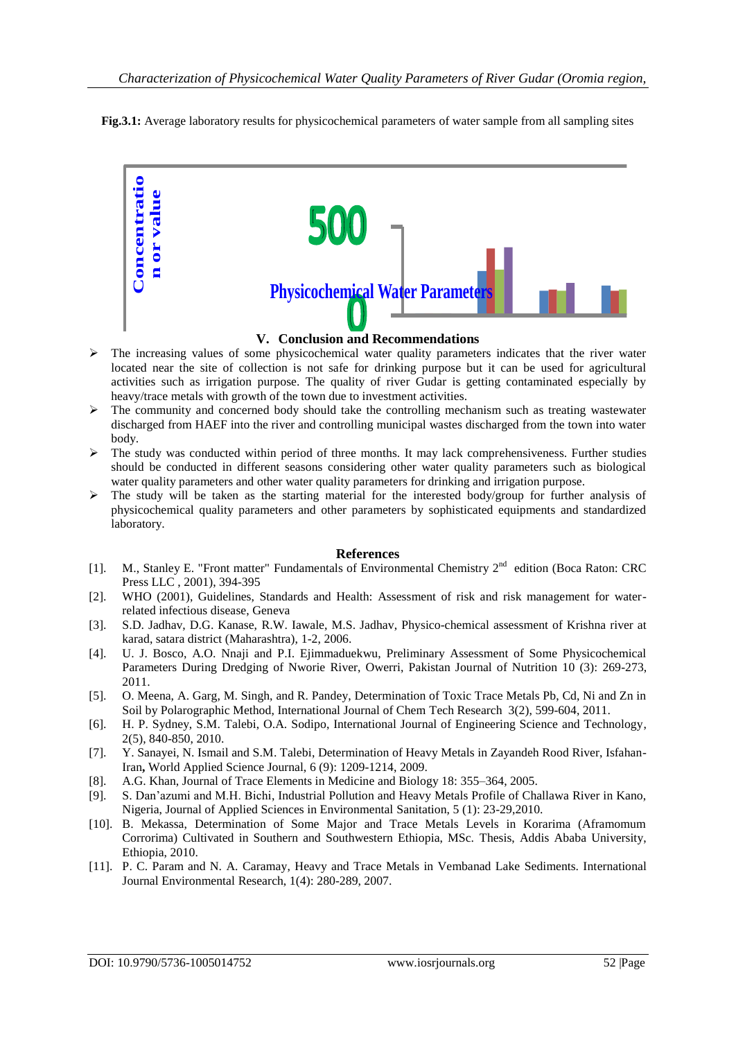**Fig.3.1:** Average laboratory results for physicochemical parameters of water sample from all sampling sites

Concentration or value

500

0

Physicochemical Water Parameters

## V. Conclusion and Recommendations

- The increasing values of some physicochemical water quality parameters indicates that the river water located near the site of collection is not safe for drinking purpose but it can be used for agricultural activities such as irrigation purpose. The quality of river Gudar is getting contaminated especially by heavy/trace metals with growth of the town due to investment activities.
- The community and concerned body should take the controlling mechanism such as treating wastewater discharged from HAEF into the river and controlling municipal wastes discharged from the town into water body.
- The study was conducted within period of three months. It may lack comprehensiveness. Further studies should be conducted in different seasons considering other water quality parameters such as biological water quality parameters and other water quality parameters for drinking and irrigation purpose.
- The study will be taken as the starting material for the interested body/group for further analysis of physicochemical quality parameters and other parameters by sophisticated equipments and standardized laboratory.

## References

[1]. M., Stanley E. "Front matter" Fundamentals of Environmental Chemistry 2nd edition (Boca Raton: CRC Press LLC , 2001), 394-395

[2]. WHO (2001), Guidelines, Standards and Health: Assessment of risk and risk management for water-related infectious disease, Geneva

[3]. S.D. Jadhav, D.G. Kanase, R.W. Iawale, M.S. Jadhav, Physico-chemical assessment of Krishna river at karad, satara district (Maharashtra), 1-2, 2006.

[4]. U. J. Bosco, A.O. Nnaji and P.I. Ejimmaduekwu, Preliminary Assessment of Some Physicochemical Parameters During Dredging of Nworie River, Owerri, Pakistan Journal of Nutrition 10 (3): 269-273, 2011.

[5]. O. Meena, A. Garg, M. Singh, and R. Pandey, Determination of Toxic Trace Metals Pb, Cd, Ni and Zn in Soil by Polarographic Method, International Journal of Chem Tech Research 3(2), 599-604, 2011.

[6]. H. P. Sydney, S.M. Talebi, O.A. Sodipo, International Journal of Engineering Science and Technology, 2(5), 840-850, 2010.

[7]. Y. Sanayei, N. Ismail and S.M. Talebi, Determination of Heavy Metals in Zayandeh Rood River, Isfahan-Iran**,** World Applied Science Journal, 6 (9): 1209-1214, 2009.

[8]. A.G. Khan, Journal of Trace Elements in Medicine and Biology 18: 355–364, 2005.

[9]. S. Dan'azumi and M.H. Bichi, Industrial Pollution and Heavy Metals Profile of Challawa River in Kano, Nigeria, Journal of Applied Sciences in Environmental Sanitation, 5 (1): 23-29,2010.

[10]. B. Mekassa, Determination of Some Major and Trace Metals Levels in Korarima (Aframomum Corrorima) Cultivated in Southern and Southwestern Ethiopia, MSc. Thesis, Addis Ababa University, Ethiopia, 2010.

[11]. P. C. Param and N. A. Caramay, Heavy and Trace Metals in Vembanad Lake Sediments. International Journal Environmental Research, 1(4): 280-289, 2007.